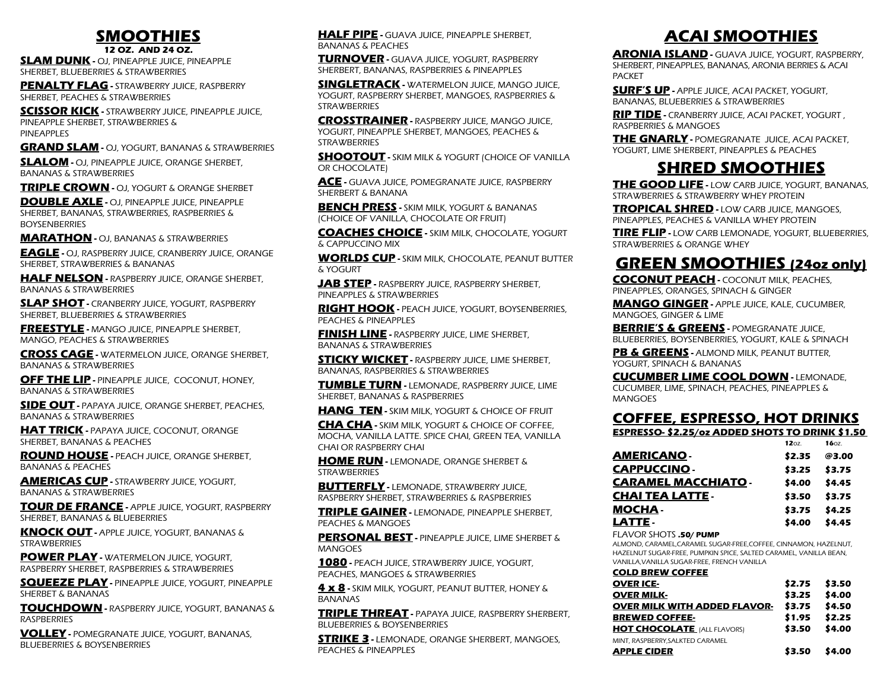# SMOOTHIES

**12 OZ. AND 24 OZ.**

**SLAM DUNK** - OJ, PINEAPPLE JUICE, PINEAPPLE SHERBET, BLUEBERRIES & STRAWBERRIES

**PENALTY FLAG** - STRAWBERRY JUICE, RASPBERRY SHERBET, PEACHES & STRAWBERRIES

**SCISSOR KICK** - STRAWBERRY JUICE, PINEAPPLE JUICE, PINEAPPLE SHERBET, STRAWBERRIES & PINEAPPLES

**GRAND SLAM** - OJ, YOGURT, BANANAS & STRAWBERRIES

**SLALOM** - OJ, PINEAPPLE JUICE, ORANGE SHERBET, BANANAS & STRAWBERRIES

**TRIPLE CROWN** - OJ, YOGURT & ORANGE SHERBET

**DOUBLE AXLE** - OJ, PINEAPPLE JUICE, PINEAPPLE SHERBET, BANANAS, STRAWBERRIES, RASPBERRIES & BOYSENBERRIES

**MARATHON** - OJ, BANANAS & STRAWBERRIES

**EAGLE** - OJ, RASPBERRY JUICE, CRANBERRY JUICE, ORANGE SHERBET, STRAWBERRIES & BANANAS

**HALF NELSON** - RASPBERRY JUICE, ORANGE SHERBET, BANANAS & STRAWBERRIES

**SLAP SHOT** - CRANBERRY JUICE, YOGURT, RASPBERRY SHERBET, BLUEBERRIES & STRAWBERRIES

**FREESTYLE** - MANGO JUICE, PINEAPPLE SHERBET, MANGO, PEACHES & STRAWBERRIES

**CROSS CAGE** - WATERMELON JUICE, ORANGE SHERBET, BANANAS & STRAWBERRIES

**OFF THE LIP** - PINEAPPLE JUICE, COCONUT, HONEY, BANANAS & STRAWBERRIES

**SIDE OUT** - PAPAYA JUICE, ORANGE SHERBET, PEACHES, BANANAS & STRAWBERRIES

**HAT TRICK** - PAPAYA JUICE, COCONUT, ORANGE SHERBET, BANANAS & PEACHES

**ROUND HOUSE** - PEACH JUICE, ORANGE SHERBET, BANANAS & PEACHES

**AMERICAS CUP** - STRAWBERRY JUICE, YOGURT, BANANAS & STRAWBERRIES

**TOUR DE FRANCE** - APPLE JUICE, YOGURT, RASPBERRY SHERBET, BANANAS & BLUEBERRIES

**KNOCK OUT** - APPLE JUICE, YOGURT, BANANAS & STRAWBERRIES

**POWER PLAY** - WATERMELON JUICE, YOGURT, RASPBERRY SHERBET, RASPBERRIES & STRAWBERRIES

**SQUEEZE PLAY** - PINEAPPLE JUICE, YOGURT, PINEAPPLE SHERBET & BANANAS

**TOUCHDOWN** - RASPBERRY JUICE, YOGURT, BANANAS & RASPBERRIES

**VOLLEY** - POMEGRANATE JUICE, YOGURT, BANANAS, BLUEBERRIES & BOYSENBERRIES

**HALF PIPE** - GUAVA JUICE, PINEAPPLE SHERBET, BANANAS & PEACHES

**TURNOVER** - GUAVA JUICE, YOGURT, RASPBERRY SHERBET, BANANAS, RASPBERRIES & PINEAPPLES

**SINGLETRACK** - WATERMELON JUICE, MANGO JUICE, YOGURT, RASPBERRY SHERBET, MANGOES, RASPBERRIES & STRAWBERRIES

**CROSSTRAINER** - RASPBERRY JUICE, MANGO JUICE, YOGURT, PINEAPPLE SHERBET, MANGOES, PEACHES & STRAWBERRIES

**SHOOTOUT** - SKIM MILK & YOGURT (CHOICE OF VANILLA OR CHOCOLATE)

**ACE** - GUAVA JUICE, POMEGRANATE JUICE, RASPBERRY SHERBERT & BANANA

**BENCH PRESS** - SKIM MILK, YOGURT & BANANAS (CHOICE OF VANILLA, CHOCOLATE OR FRUIT)

**COACHES CHOICE** - SKIM MILK, CHOCOLATE, YOGURT & CAPPUCCINO MIX

**WORLDS CUP** - SKIM MILK, CHOCOLATE, PEANUT BUTTER & YOGURT

**JAB STEP** - RASPBERRY JUICE, RASPBERRY SHERBET, PINEAPPLES & STRAWBERRIES

**RIGHT HOOK** - PEACH JUICE, YOGURT, BOYSENBERRIES, PEACHES & PINEAPPLES

**FINISH LINE** - RASPBERRY JUICE, LIME SHERBET, BANANAS & STRAWBERRIES

**STICKY WICKET** - RASPBERRY JUICE, LIME SHERBET, BANANAS, RASPBERRIES & STRAWBERRIES

**TUMBLE TURN** - LEMONADE, RASPBERRY JUICE, LIME SHERBET, BANANAS & RASPBERRIES

**HANG TEN** - SKIM MILK, YOGURT & CHOICE OF FRUIT

**CHA CHA** - SKIM MILK, YOGURT & CHOICE OF COFFEE, MOCHA, VANILLA LATTE. SPICE CHAI, GREEN TEA, VANILLA CHAI OR RASPBERRY CHAI

**HOME RUN** - LEMONADE, ORANGE SHERBET & STRAWBERRIES

**BUTTERFLY** - LEMONADE, STRAWBERRY JUICE, RASPBERRY SHERBET, STRAWBERRIES & RASPBERRIES

**TRIPLE GAINER** - LEMONADE, PINEAPPLE SHERBET, PEACHES & MANGOES

**PERSONAL BEST** - PINEAPPLE JUICE, LIME SHERBET & MANGOES

**1080** - PEACH JUICE, STRAWBERRY JUICE, YOGURT, PEACHES, MANGOES & STRAWBERRIES

**4 x 8** - SKIM MILK, YOGURT, PEANUT BUTTER, HONEY & BANANAS

**TRIPLE THREAT** - PAPAYA JUICE, RASPBERRY SHERBERT, BLUEBERRIES & BOYSENBERRIES

**STRIKE 3** - LEMONADE, ORANGE SHERBERT, MANGOES, PEACHES & PINEAPPLES

# ACAI SMOOTHIES

**ARONIA ISLAND** - GUAVA JUICE, YOGURT, RASPBERRY, SHERBERT, PINEAPPLES, BANANAS, ARONIA BERRIES & ACAI PACKET

**SURF'S UP** - APPLE JUICE, ACAI PACKET, YOGURT, BANANAS, BLUEBERRIES & STRAWBERRIES

**RIP TIDE** - CRANBERRY JUICE, ACAI PACKET, YOGURT , RASPBERRIES & MANGOES

**THE GNARLY** - POMEGRANATE JUICE, ACAI PACKET, YOGURT, LIME SHERBERT, PINEAPPLES & PEACHES

# SHRED SMOOTHIES

**THE GOOD LIFE** - LOW CARB JUICE, YOGURT, BANANAS, STRAWBERRIES & STRAWBERRY WHEY PROTEIN

**TROPICAL SHRED** - LOW CARB JUICE, MANGOES, PINEAPPLES, PEACHES & VANILLA WHEY PROTEIN

**TIRE FLIP** - LOW CARB LEMONADE, YOGURT, BLUEBERRIES, STRAWBERRIES & ORANGE WHEY

# GREEN SMOOTHIES (24oz only)

**COCONUT PEACH** - COCONUT MILK, PEACHES, PINEAPPLES, ORANGES, SPINACH & GINGER

**MANGO GINGER** - APPLE JUICE, KALE, CUCUMBER, MANGOES, GINGER & LIME

**BERRIE'S & GREENS** - POMEGRANATE JUICE, BLUEBERRIES, BOYSENBERRIES, YOGURT, KALE & SPINACH

**PB & GREENS** - ALMOND MILK, PEANUT BUTTER, YOGURT, SPINACH & BANANAS

**CUCUMBER LIME COOL DOWN** - LEMONADE, CUCUMBER, LIME, SPINACH, PEACHES, PINEAPPLES & MANGOES

# COFFEE, ESPRESSO, HOT DRINKS

**ESPRESSO- $2.25/oz ADDED SHOTS TO DRINK $1.50**

| | 12oz. | 16oz. |
|---|---|---|
| **AMERICANO** - | $2.35 | @3.00 |
| **CAPPUCCINO** - | $3.25 | $3.75 |
| **CARAMEL MACCHIATO** - | $4.00 | $4.45 |
| **CHAI TEA LATTE** - | $3.50 | $3.75 |
| **MOCHA** - | $3.75 | $4.25 |
| **LATTE** - | $4.00 | $4.45 |

FLAVOR SHOTS **.50/ PUMP**

ALMOND, CARAMEL,CARAMEL SUGAR-FREE,COFFEE, CINNAMON, HAZELNUT, HAZELNUT SUGAR-FREE, PUMPKIN SPICE, SALTED CARAMEL, VANILLA BEAN, VANILLA,VANILLA SUGAR-FREE, FRENCH VANILLA

**COLD BREW COFFEE**

| | | |
|---|---|---|
| **OVER ICE-** | $2.75 | $3.50 |
| **OVER MILK-** | $3.25 | $4.00 |
| **OVER MILK WITH ADDED FLAVOR-** | $3.75 | $4.50 |
| **BREWED COFFEE-** | $1.95 | $2.25 |
| **HOT CHOCOLATE** (ALL FLAVORS) MINT, RASPBERRY,SALKTED CARAMEL | $3.50 | $4.00 |
| **APPLE CIDER** | $3.50 | $4.00 |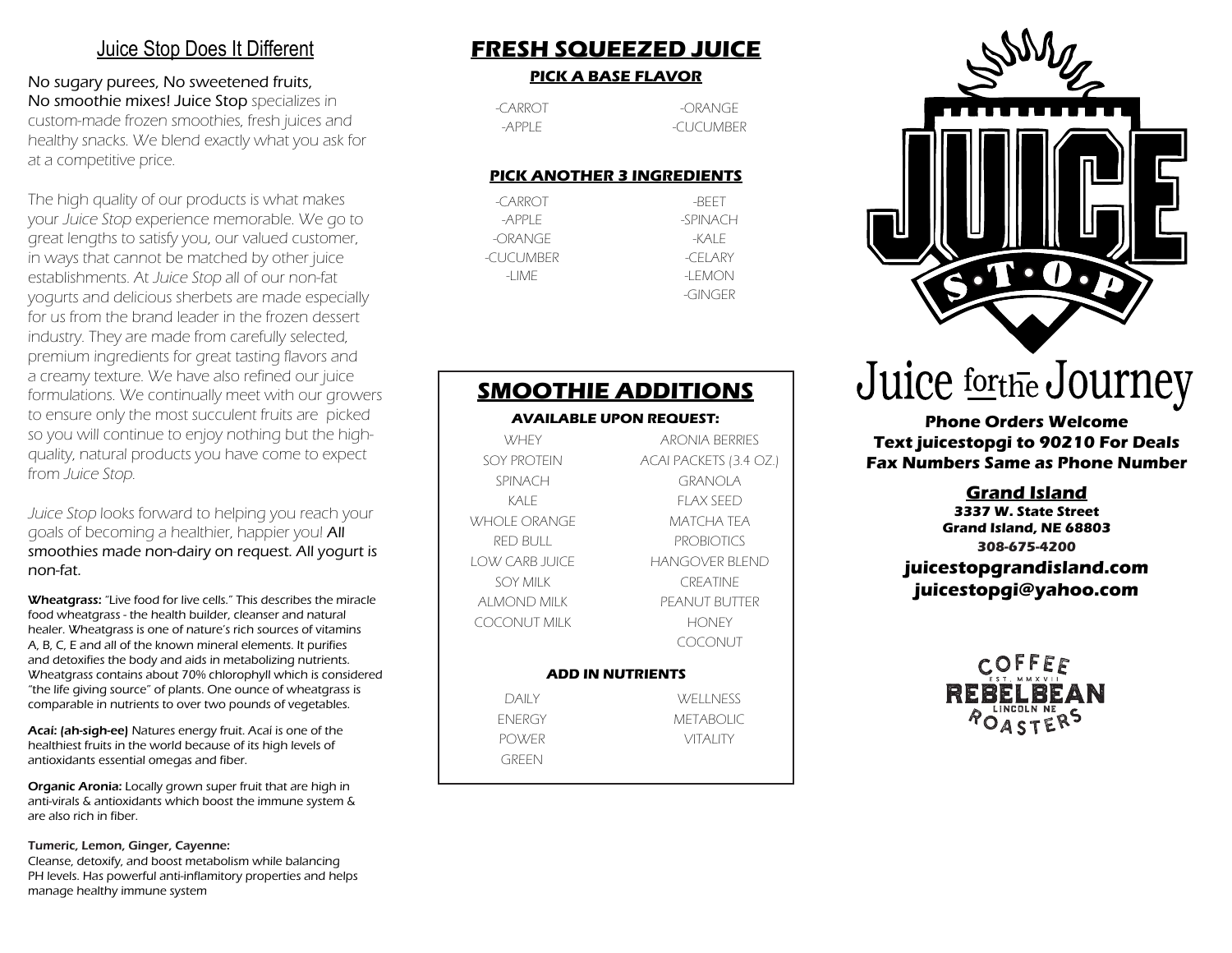## Juice Stop Does It Different

No sugary purees, No sweetened fruits, No smoothie mixes! Juice Stop specializes in custom-made frozen smoothies, fresh juices and healthy snacks. We blend exactly what you ask for at a competitive price.

The high quality of our products is what makes your *Juice Stop* experience memorable. We go to great lengths to satisfy you, our valued customer, in ways that cannot be matched by other juice establishments. At *Juice Stop* all of our non-fat yogurts and delicious sherbets are made especially for us from the brand leader in the frozen dessert industry. They are made from carefully selected, premium ingredients for great tasting flavors and a creamy texture. We have also refined our juice formulations. We continually meet with our growers to ensure only the most succulent fruits are picked so you will continue to enjoy nothing but the high-quality, natural products you have come to expect from *Juice Stop.*

*Juice Stop* looks forward to helping you reach your goals of becoming a healthier, happier you! All smoothies made non-dairy on request. All yogurt is non-fat.

**Wheatgrass:** "Live food for live cells." This describes the miracle food wheatgrass - the health builder, cleanser and natural healer. Wheatgrass is one of nature's rich sources of vitamins A, B, C, E and all of the known mineral elements. It purifies and detoxifies the body and aids in metabolizing nutrients. Wheatgrass contains about 70% chlorophyll which is considered "the life giving source" of plants. One ounce of wheatgrass is comparable in nutrients to over two pounds of vegetables.

**Acai: (ah-sigh-ee)** Natures energy fruit. Acai is one of the healthiest fruits in the world because of its high levels of antioxidants essential omegas and fiber.

**Organic Aronia:** Locally grown super fruit that are high in anti-virals & antioxidants which boost the immune system & are also rich in fiber.

**Tumeric, Lemon, Ginger, Cayenne:**
Cleanse, detoxify, and boost metabolism while balancing PH levels. Has powerful anti-inflamitory properties and helps manage healthy immune system

# FRESH SQUEEZED JUICE

### PICK A BASE FLAVOR

-CARROT
-APPLE
-ORANGE
-CUCUMBER

### PICK ANOTHER 3 INGREDIENTS

-CARROT
-APPLE
-ORANGE
-CUCUMBER
-LIME
-BEET
-SPINACH
-KALE
-CELARY
-LEMON
-GINGER

# SMOOTHIE ADDITIONS

### AVAILABLE UPON REQUEST:

WHEY
SOY PROTEIN
SPINACH
KALE
WHOLE ORANGE
RED BULL
LOW CARB JUICE
SOY MILK
ALMOND MILK
COCONUT MILK
ARONIA BERRIES
ACAI PACKETS (3.4 OZ.)
GRANOLA
FLAX SEED
MATCHA TEA
PROBIOTICS
HANGOVER BLEND
CREATINE
PEANUT BUTTER
HONEY
COCONUT

### ADD IN NUTRIENTS

DAILY
ENERGY
POWER
GREEN
WELLNESS
METABOLIC
VITALITY

JUICE STOP

Juice for the Journey

**Phone Orders Welcome**
**Text juicestopgi to 90210 For Deals**
**Fax Numbers Same as Phone Number**

## Grand Island

**3337 W. State Street**
**Grand Island, NE 68803**
**308-675-4200**

**juicestopgrandisland.com**
**juicestopgi@yahoo.com**

COFFEE
EST. MMXVII
REBELBEAN
LINCOLN NE
ROASTERS